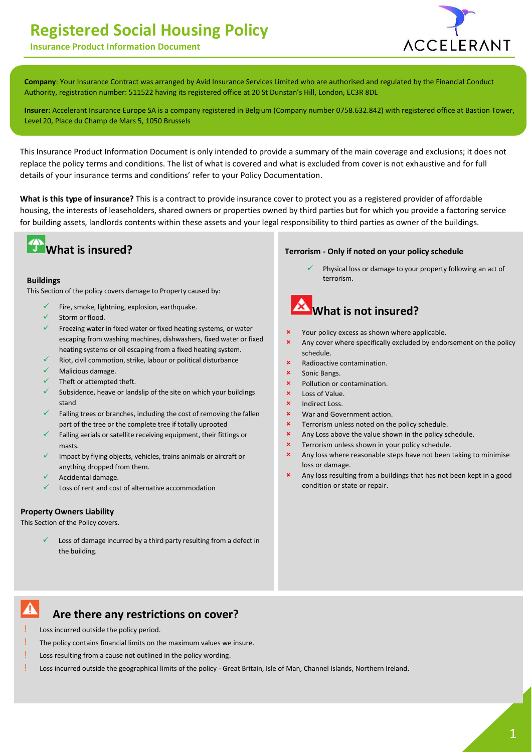# Registered Social Housing Policy

**Insurance Product Information Document**

**Company**: Your Insurance Contract was arranged by Avid Insurance Services Limited who are authorised and regulated by the Financial Conduct Authority, registration number: 511522 having its registered office at 20 St Dunstan's Hill, London, EC3R 8DL

**Insurer:** Accelerant Insurance Europe SA is a company registered in Belgium (Company number 0758.632.842) with registered office at Bastion Tower, Level 20, Place du Champ de Mars 5, 1050 Brussels

This Insurance Product Information Document is only intended to provide a summary of the main coverage and exclusions; it does not replace the policy terms and conditions. The list of what is covered and what is excluded from cover is not exhaustive and for full details of your insurance terms and conditions' refer to your Policy Documentation.

**What is this type of insurance?** This is a contract to provide insurance cover to protect you as a registered provider of affordable housing, the interests of leaseholders, shared owners or properties owned by third parties but for which you provide a factoring service for building assets, landlords contents within these assets and your legal responsibility to third parties as owner of the buildings.

## What is insured?

### Buildings

This Section of the policy covers damage to Property caused by:

- ✓ Fire, smoke, lightning, explosion, earthquake.
- ✓ Storm or flood.
- ✓ Freezing water in fixed water or fixed heating systems, or water escaping from washing machines, dishwashers, fixed water or fixed heating systems or oil escaping from a fixed heating system.
- ✓ Riot, civil commotion, strike, labour or political disturbance
- ✓ Malicious damage.
- ✓ Theft or attempted theft.
- ✓ Subsidence, heave or landslip of the site on which your buildings stand
- ✓ Falling trees or branches, including the cost of removing the fallen part of the tree or the complete tree if totally uprooted
- ✓ Falling aerials or satellite receiving equipment, their fittings or masts.
- ✓ Impact by flying objects, vehicles, trains animals or aircraft or anything dropped from them.
- ✓ Accidental damage.
- ✓ Loss of rent and cost of alternative accommodation

### Property Owners Liability

This Section of the Policy covers.

- ✓ Loss of damage incurred by a third party resulting from a defect in the building.

### Terrorism - Only if noted on your policy schedule

- ✓ Physical loss or damage to your property following an act of terrorism.

## What is not insured?

- ✗ Your policy excess as shown where applicable.
- ✗ Any cover where specifically excluded by endorsement on the policy schedule.
- ✗ Radioactive contamination.
- ✗ Sonic Bangs.
- ✗ Pollution or contamination.
- ✗ Loss of Value.
- ✗ Indirect Loss.
- ✗ War and Government action.
- ✗ Terrorism unless noted on the policy schedule.
- ✗ Any Loss above the value shown in the policy schedule.
- ✗ Terrorism unless shown in your policy schedule.
- ✗ Any loss where reasonable steps have not been taking to minimise loss or damage.
- ✗ Any loss resulting from a buildings that has not been kept in a good condition or state or repair.

## Are there any restrictions on cover?

- ! Loss incurred outside the policy period.
- ! The policy contains financial limits on the maximum values we insure.
- ! Loss resulting from a cause not outlined in the policy wording.
- ! Loss incurred outside the geographical limits of the policy - Great Britain, Isle of Man, Channel Islands, Northern Ireland.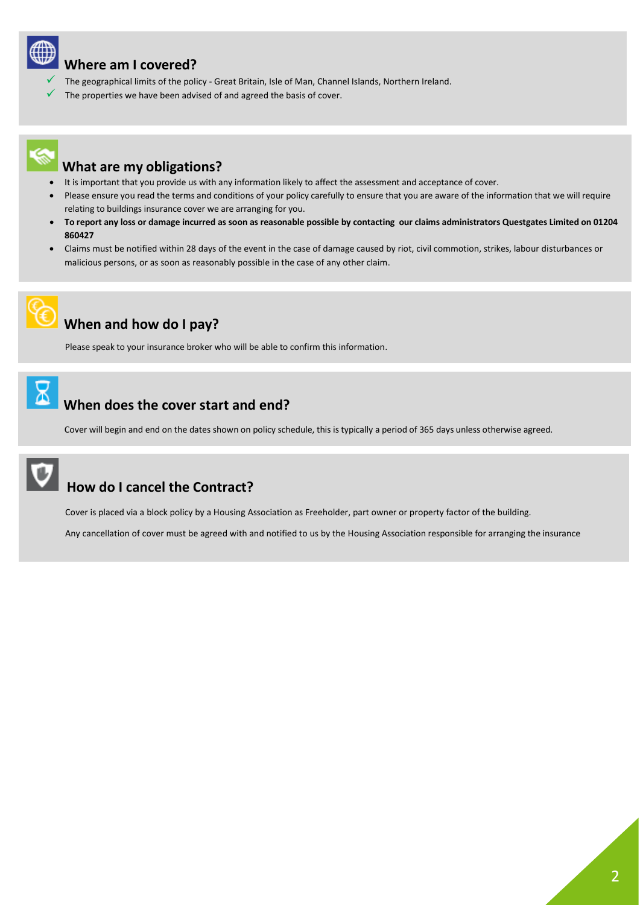## Where am I covered?

- ✓ The geographical limits of the policy - Great Britain, Isle of Man, Channel Islands, Northern Ireland.
- ✓ The properties we have been advised of and agreed the basis of cover.

## What are my obligations?

- It is important that you provide us with any information likely to affect the assessment and acceptance of cover.
- Please ensure you read the terms and conditions of your policy carefully to ensure that you are aware of the information that we will require relating to buildings insurance cover we are arranging for you.
- **To report any loss or damage incurred as soon as reasonable possible by contacting our claims administrators Questgates Limited on 01204 860427**
- Claims must be notified within 28 days of the event in the case of damage caused by riot, civil commotion, strikes, labour disturbances or malicious persons, or as soon as reasonably possible in the case of any other claim.

## When and how do I pay?

Please speak to your insurance broker who will be able to confirm this information.

## When does the cover start and end?

Cover will begin and end on the dates shown on policy schedule, this is typically a period of 365 days unless otherwise agreed.

## How do I cancel the Contract?

Cover is placed via a block policy by a Housing Association as Freeholder, part owner or property factor of the building.

Any cancellation of cover must be agreed with and notified to us by the Housing Association responsible for arranging the insurance